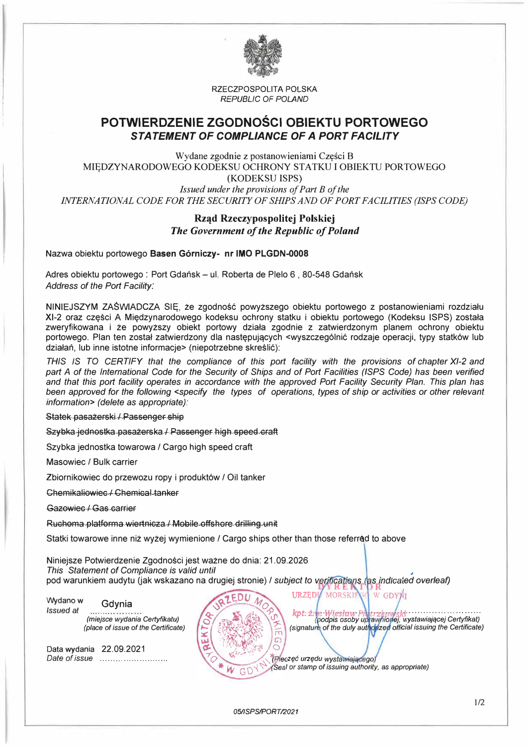RZECZPOSPOLITA POLSKA
*REPUBLIC OF POLAND*

# POTWIERDZENIE ZGODNOŚCI OBIEKTU PORTOWEGO
## *STATEMENT OF COMPLIANCE OF A PORT FACILITY*

Wydane zgodnie z postanowieniami Części B
MIĘDZYNARODOWEGO KODEKSU OCHRONY STATKU I OBIEKTU PORTOWEGO
(KODEKSU ISPS)
*Issued under the provisions of Part B of the*
*INTERNATIONAL CODE FOR THE SECURITY OF SHIPS AND OF PORT FACILITIES (ISPS CODE)*

**Rząd Rzeczypospolitej Polskiej**
***The Government of the Republic of Poland***

Nazwa obiektu portowego **Basen Górniczy- nr IMO PLGDN-0008**

Adres obiektu portowego : Port Gdańsk – ul. Roberta de Plelo 6 , 80-548 Gdańsk
*Address of the Port Facility:*

NINIEJSZYM ZAŚWIADCZA SIĘ, że zgodność powyższego obiektu portowego z postanowieniami rozdziału XI-2 oraz części A Międzynarodowego kodeksu ochrony statku i obiektu portowego (Kodeksu ISPS) została zweryfikowana i że powyższy obiekt portowy działa zgodnie z zatwierdzonym planem ochrony obiektu portowego. Plan ten został zatwierdzony dla następujących <wyszczególnić rodzaje operacji, typy statków lub działań, lub inne istotne informacje> (niepotrzebne skreślić):

*THIS IS TO CERTIFY that the compliance of this port facility with the provisions of chapter XI-2 and part A of the International Code for the Security of Ships and of Port Facilities (ISPS Code) has been verified and that this port facility operates in accordance with the approved Port Facility Security Plan. This plan has been approved for the following <specify the types of operations, types of ship or activities or other relevant information> (delete as appropriate):*

~~Statek pasażerski / Passenger ship~~

~~Szybka jednostka pasażerska / Passenger high speed craft~~

Szybka jednostka towarowa / Cargo high speed craft

Masowiec / Bulk carrier

Zbiornikowiec do przewozu ropy i produktów / Oil tanker

~~Chemikaliowiec / Chemical tanker~~

~~Gazowiec / Gas carrier~~

~~Ruchoma platforma wiertnicza / Mobile offshore drilling unit~~

Statki towarowe inne niż wyżej wymienione / Cargo ships other than those referred to above

Niniejsze Potwierdzenie Zgodności jest ważne do dnia: 21.09.2026
*This Statement of Compliance is valid until*
pod warunkiem audytu (jak wskazano na drugiej stronie) / *subject to verifications (as indicated overleaf)*

Wydano w Gdynia
*Issued at*
*(miejsce wydania Certyfikatu)*
*(place of issue of the Certificate)*

Data wydania 22.09.2021
*Date of issue*

DYREKTOR
URZĘDU MORSKIEGO W GDYNI
kpt. ż.w. Wiesław Piotrzkowski

*(podpis osoby uprawnionej, wystawiającej Certyfikat)*
*(signature of the duly authorized official issuing the Certificate)*

DYREKTOR URZĘDU MORSKIEGO W GDYNI

*(Pieczęć urzędu wystawiającego)*
*(Seal or stamp of issuing authority, as appropriate)*

05/ISPS/PORT/2021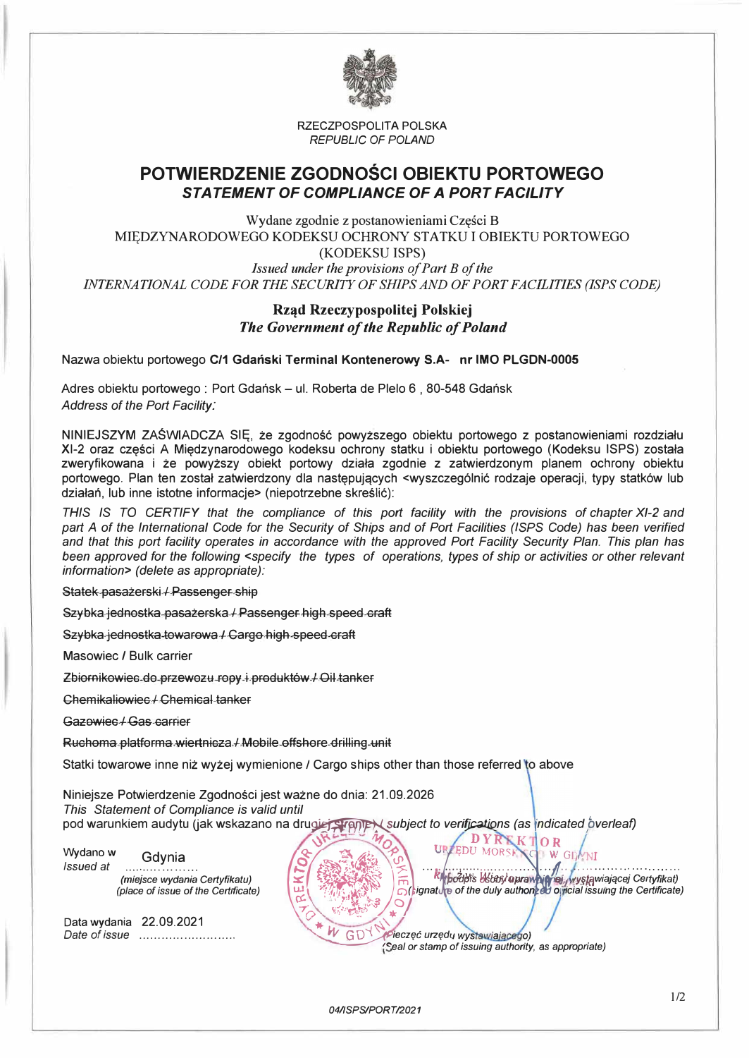RZECZPOSPOLITA POLSKA
*REPUBLIC OF POLAND*

# POTWIERDZENIE ZGODNOŚCI OBIEKTU PORTOWEGO
## *STATEMENT OF COMPLIANCE OF A PORT FACILITY*

Wydane zgodnie z postanowieniami Części B
MIĘDZYNARODOWEGO KODEKSU OCHRONY STATKU I OBIEKTU PORTOWEGO
(KODEKSU ISPS)
*Issued under the provisions of Part B of the*
*INTERNATIONAL CODE FOR THE SECURITY OF SHIPS AND OF PORT FACILITIES (ISPS CODE)*

**Rząd Rzeczypospolitej Polskiej**
***The Government of the Republic of Poland***

Nazwa obiektu portowego **C/1 Gdański Terminal Kontenerowy S.A- nr IMO PLGDN-0005**

Adres obiektu portowego : Port Gdańsk – ul. Roberta de Plelo 6 , 80-548 Gdańsk
*Address of the Port Facility:*

NINIEJSZYM ZAŚWIADCZA SIĘ, że zgodność powyższego obiektu portowego z postanowieniami rozdziału XI-2 oraz części A Międzynarodowego kodeksu ochrony statku i obiektu portowego (Kodeksu ISPS) została zweryfikowana i że powyższy obiekt portowy działa zgodnie z zatwierdzonym planem ochrony obiektu portowego. Plan ten został zatwierdzony dla następujących <wyszczególnić rodzaje operacji, typy statków lub działań, lub inne istotne informacje> (niepotrzebne skreślić):

*THIS IS TO CERTIFY that the compliance of this port facility with the provisions of chapter XI-2 and part A of the International Code for the Security of Ships and of Port Facilities (ISPS Code) has been verified and that this port facility operates in accordance with the approved Port Facility Security Plan. This plan has been approved for the following <specify the types of operations, types of ship or activities or other relevant information> (delete as appropriate):*

~~Statek pasażerski / Passenger ship~~

~~Szybka jednostka pasażerska / Passenger high speed craft~~

~~Szybka jednostka towarowa / Cargo high speed craft~~

Masowiec / Bulk carrier

~~Zbiornikowiec do przewozu ropy i produktów / Oil tanker~~

~~Chemikaliowiec / Chemical tanker~~

~~Gazowiec / Gas carrier~~

~~Ruchoma platforma wiertnicza / Mobile offshore drilling unit~~

Statki towarowe inne niż wyżej wymienione / Cargo ships other than those referred to above

Niniejsze Potwierdzenie Zgodności jest ważne do dnia: 21.09.2026
*This Statement of Compliance is valid until*
pod warunkiem audytu (jak wskazano na drugiej stronie) / *subject to verifications (as indicated overleaf)*

Wydano w / *Issued at*: Gdynia
(miejsce wydania Certyfikatu)
*(place of issue of the Certificate)*

Data wydania / *Date of issue*: 22.09.2021

DYREKTOR
URZĘDU MORSKIEGO W GDYNI

(podpis osoby uprawnionej, wystawiającej Certyfikat)
*(signature of the duly authorized official issuing the Certificate)*

(pieczęć urzędu wystawiającego)
*(Seal or stamp of issuing authority, as appropriate)*

04/ISPS/PORT/2021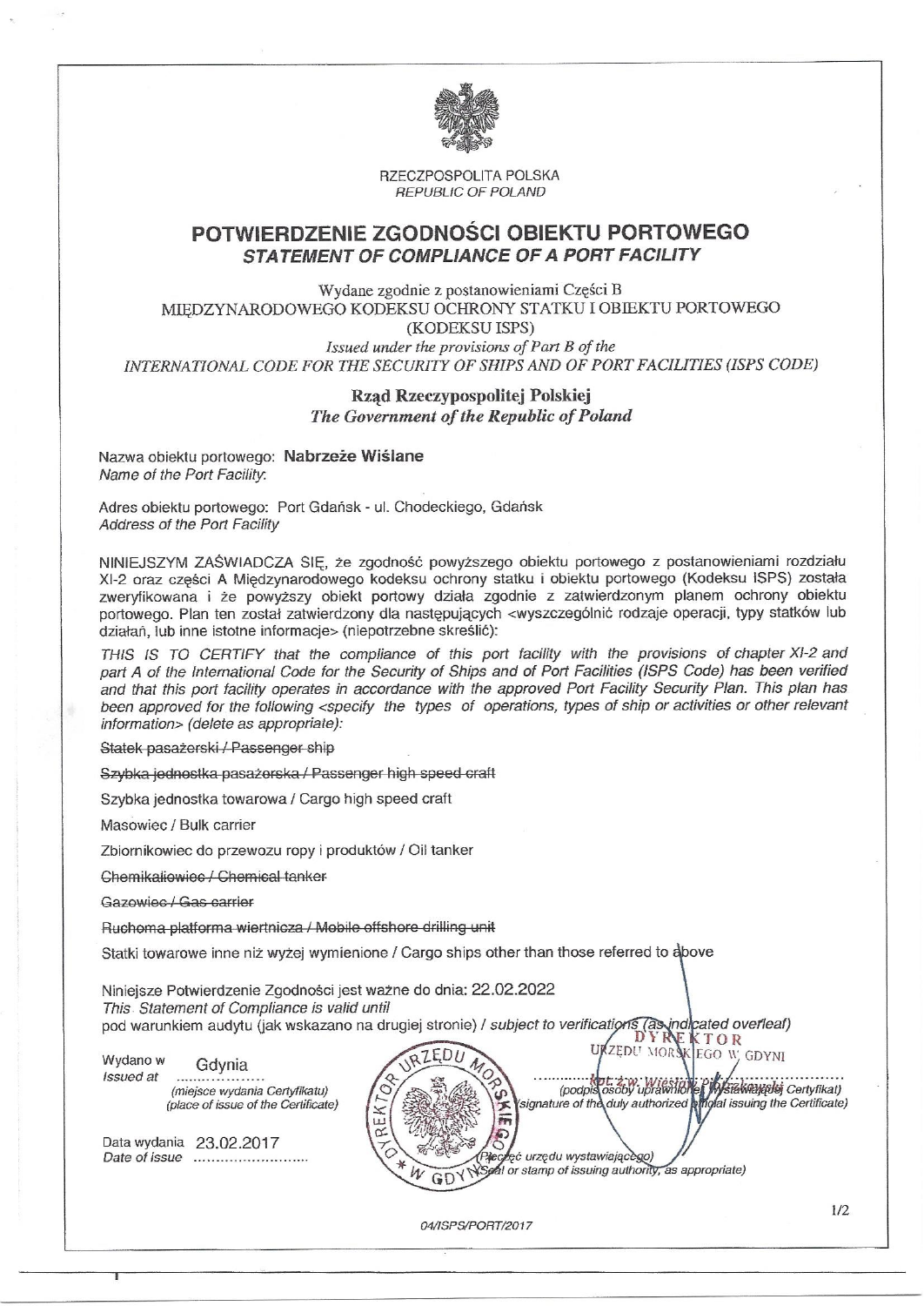RZECZPOSPOLITA POLSKA
*REPUBLIC OF POLAND*

# POTWIERDZENIE ZGODNOŚCI OBIEKTU PORTOWEGO
## *STATEMENT OF COMPLIANCE OF A PORT FACILITY*

Wydane zgodnie z postanowieniami Części B
MIĘDZYNARODOWEGO KODEKSU OCHRONY STATKU I OBIEKTU PORTOWEGO
(KODEKSU ISPS)
*Issued under the provisions of Part B of the*
*INTERNATIONAL CODE FOR THE SECURITY OF SHIPS AND OF PORT FACILITIES (ISPS CODE)*

**Rząd Rzeczypospolitej Polskiej**
***The Government of the Republic of Poland***

Nazwa obiektu portowego: **Nabrzeże Wiślane**
*Name of the Port Facility:*

Adres obiektu portowego: Port Gdańsk - ul. Chodeckiego, Gdańsk
*Address of the Port Facility*

NINIEJSZYM ZAŚWIADCZA SIĘ, że zgodność powyższego obiektu portowego z postanowieniami rozdziału XI-2 oraz części A Międzynarodowego kodeksu ochrony statku i obiektu portowego (Kodeksu ISPS) została zweryfikowana i że powyższy obiekt portowy działa zgodnie z zatwierdzonym planem ochrony obiektu portowego. Plan ten został zatwierdzony dla następujących <wyszczególnić rodzaje operacji, typy statków lub działań, lub inne istotne informacje> (niepotrzebne skreślić):

*THIS IS TO CERTIFY that the compliance of this port facility with the provisions of chapter XI-2 and part A of the International Code for the Security of Ships and of Port Facilities (ISPS Code) has been verified and that this port facility operates in accordance with the approved Port Facility Security Plan. This plan has been approved for the following <specify the types of operations, types of ship or activities or other relevant information> (delete as appropriate):*

~~Statek pasażerski / Passenger ship~~

~~Szybka jednostka pasażerska / Passenger high speed craft~~

Szybka jednostka towarowa / Cargo high speed craft

Masowiec / Bulk carrier

Zbiornikowiec do przewozu ropy i produktów / Oil tanker

~~Chemikaliowiec / Chemical tanker~~

~~Gazowiec / Gas carrier~~

~~Ruchoma platforma wiertnicza / Mobile offshore drilling unit~~

Statki towarowe inne niż wyżej wymienione / Cargo ships other than those referred to above

Niniejsze Potwierdzenie Zgodności jest ważne do dnia: 22.02.2022
*This Statement of Compliance is valid until*
pod warunkiem audytu (jak wskazano na drugiej stronie) / *subject to verifications (as indicated overleaf)*

Wydano w Gdynia
*Issued at*
*(miejsce wydania Certyfikatu)*
*(place of issue of the Certificate)*

DYREKTOR
URZĘDU MORSKIEGO W GDYNI
kpt. ż.w. Wiesław Piotrzkowski
(podpis osoby uprawnionej wystawiającej Certyfikat)
*(signature of the duly authorized official issuing the Certificate)*

Data wydania 23.02.2017
*Date of issue*

(Pieczęć urzędu wystawiającego)
*(Seal or stamp of issuing authority, as appropriate)*

DYREKTOR URZĘDU MORSKIEGO W GDYNI

04/ISPS/PORT/2017